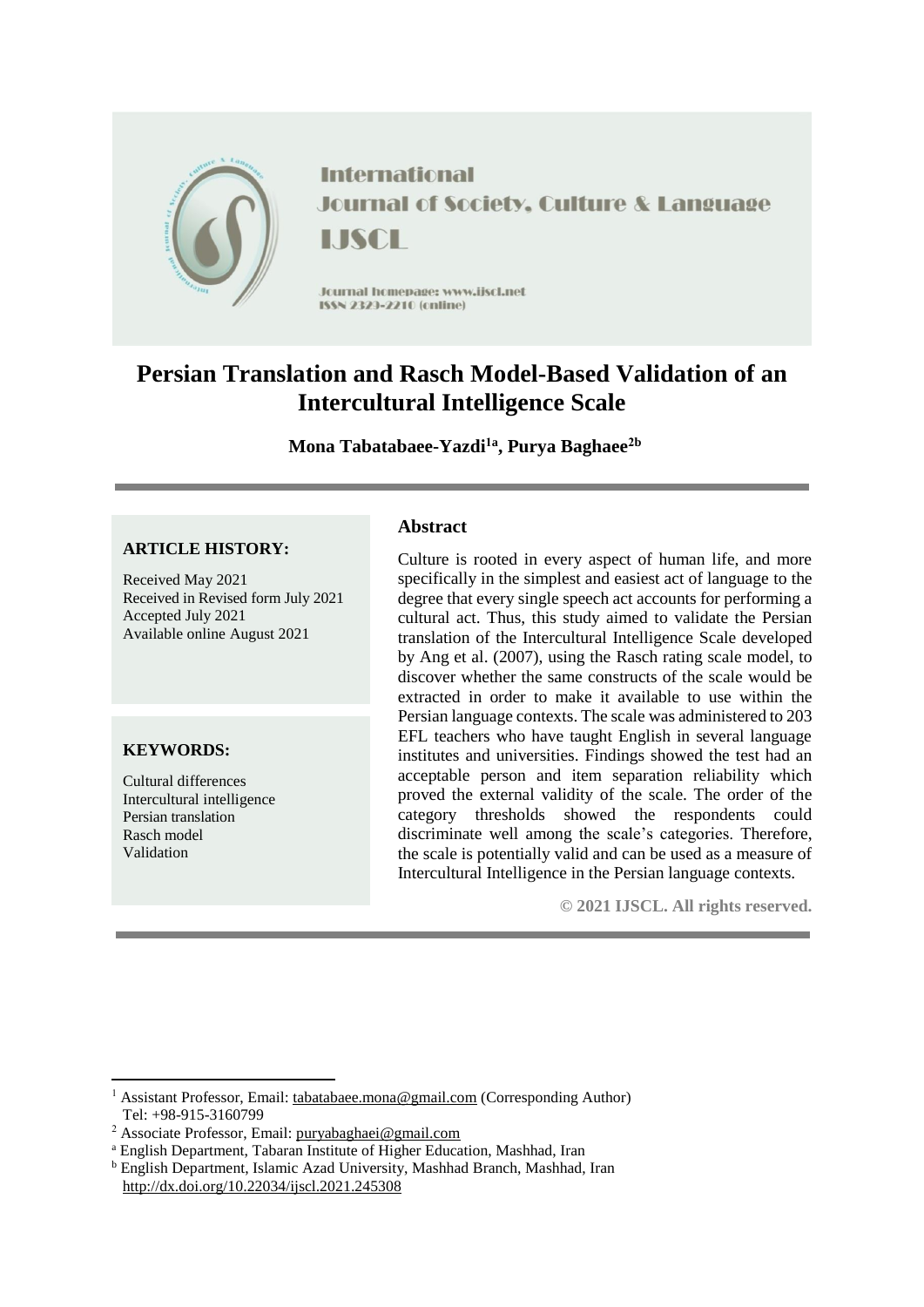International Journal of Society, Culture & Language

IJSCL

Journal homepage: www.ijscl.net
ISSN 2329-2210 (online)

# Persian Translation and Rasch Model-Based Validation of an Intercultural Intelligence Scale

**Mona Tabatabaee-Yazdi[1a], Purya Baghaee[2b]**

**ARTICLE HISTORY:**

Received May 2021
Received in Revised form July 2021
Accepted July 2021
Available online August 2021

**KEYWORDS:**

Cultural differences
Intercultural intelligence
Persian translation
Rasch model
Validation

## Abstract

Culture is rooted in every aspect of human life, and more specifically in the simplest and easiest act of language to the degree that every single speech act accounts for performing a cultural act. Thus, this study aimed to validate the Persian translation of the Intercultural Intelligence Scale developed by Ang et al. (2007), using the Rasch rating scale model, to discover whether the same constructs of the scale would be extracted in order to make it available to use within the Persian language contexts. The scale was administered to 203 EFL teachers who have taught English in several language institutes and universities. Findings showed the test had an acceptable person and item separation reliability which proved the external validity of the scale. The order of the category thresholds showed the respondents could discriminate well among the scale's categories. Therefore, the scale is potentially valid and can be used as a measure of Intercultural Intelligence in the Persian language contexts.

**© 2021 IJSCL. All rights reserved.**

[1] Assistant Professor, Email: tabatabaee.mona@gmail.com (Corresponding Author)
Tel: +98-915-3160799

[2] Associate Professor, Email: puryabaghaei@gmail.com

[a] English Department, Tabaran Institute of Higher Education, Mashhad, Iran

[b] English Department, Islamic Azad University, Mashhad Branch, Mashhad, Iran
http://dx.doi.org/10.22034/ijscl.2021.245308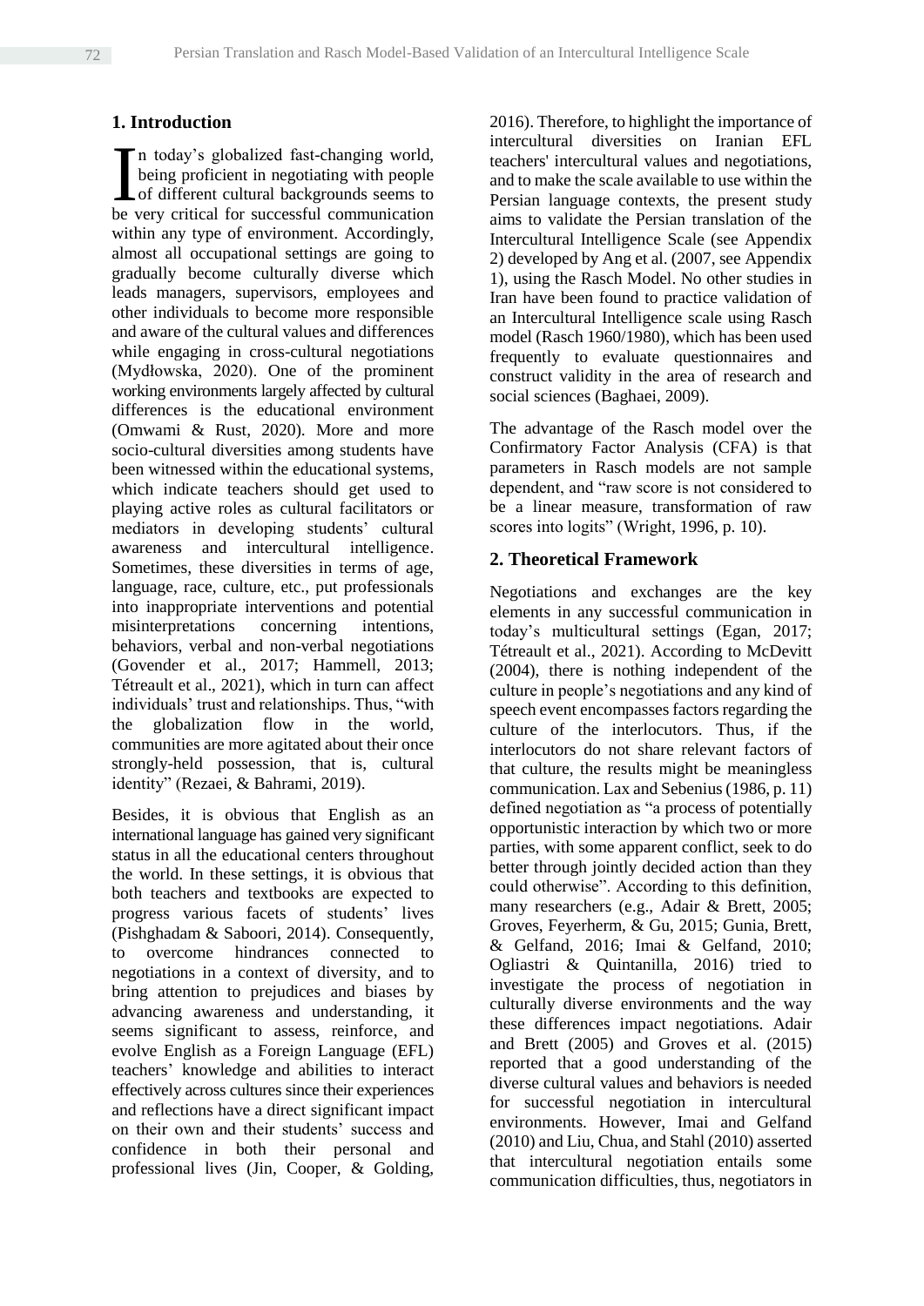## 1. Introduction

In today's globalized fast-changing world, being proficient in negotiating with people of different cultural backgrounds seems to be very critical for successful communication within any type of environment. Accordingly, almost all occupational settings are going to gradually become culturally diverse which leads managers, supervisors, employees and other individuals to become more responsible and aware of the cultural values and differences while engaging in cross-cultural negotiations (Mydłowska, 2020). One of the prominent working environments largely affected by cultural differences is the educational environment (Omwami & Rust, 2020). More and more socio-cultural diversities among students have been witnessed within the educational systems, which indicate teachers should get used to playing active roles as cultural facilitators or mediators in developing students' cultural awareness and intercultural intelligence. Sometimes, these diversities in terms of age, language, race, culture, etc., put professionals into inappropriate interventions and potential misinterpretations concerning intentions, behaviors, verbal and non-verbal negotiations (Govender et al., 2017; Hammell, 2013; Tétreault et al., 2021), which in turn can affect individuals' trust and relationships. Thus, "with the globalization flow in the world, communities are more agitated about their once strongly-held possession, that is, cultural identity" (Rezaei, & Bahrami, 2019).

Besides, it is obvious that English as an international language has gained very significant status in all the educational centers throughout the world. In these settings, it is obvious that both teachers and textbooks are expected to progress various facets of students' lives (Pishghadam & Saboori, 2014). Consequently, to overcome hindrances connected to negotiations in a context of diversity, and to bring attention to prejudices and biases by advancing awareness and understanding, it seems significant to assess, reinforce, and evolve English as a Foreign Language (EFL) teachers' knowledge and abilities to interact effectively across cultures since their experiences and reflections have a direct significant impact on their own and their students' success and confidence in both their personal and professional lives (Jin, Cooper, & Golding, 2016). Therefore, to highlight the importance of intercultural diversities on Iranian EFL teachers' intercultural values and negotiations, and to make the scale available to use within the Persian language contexts, the present study aims to validate the Persian translation of the Intercultural Intelligence Scale (see Appendix 2) developed by Ang et al. (2007, see Appendix 1), using the Rasch Model. No other studies in Iran have been found to practice validation of an Intercultural Intelligence scale using Rasch model (Rasch 1960/1980), which has been used frequently to evaluate questionnaires and construct validity in the area of research and social sciences (Baghaei, 2009).

The advantage of the Rasch model over the Confirmatory Factor Analysis (CFA) is that parameters in Rasch models are not sample dependent, and "raw score is not considered to be a linear measure, transformation of raw scores into logits" (Wright, 1996, p. 10).

## 2. Theoretical Framework

Negotiations and exchanges are the key elements in any successful communication in today's multicultural settings (Egan, 2017; Tétreault et al., 2021). According to McDevitt (2004), there is nothing independent of the culture in people's negotiations and any kind of speech event encompasses factors regarding the culture of the interlocutors. Thus, if the interlocutors do not share relevant factors of that culture, the results might be meaningless communication. Lax and Sebenius (1986, p. 11) defined negotiation as "a process of potentially opportunistic interaction by which two or more parties, with some apparent conflict, seek to do better through jointly decided action than they could otherwise". According to this definition, many researchers (e.g., Adair & Brett, 2005; Groves, Feyerherm, & Gu, 2015; Gunia, Brett, & Gelfand, 2016; Imai & Gelfand, 2010; Ogliastri & Quintanilla, 2016) tried to investigate the process of negotiation in culturally diverse environments and the way these differences impact negotiations. Adair and Brett (2005) and Groves et al. (2015) reported that a good understanding of the diverse cultural values and behaviors is needed for successful negotiation in intercultural environments. However, Imai and Gelfand (2010) and Liu, Chua, and Stahl (2010) asserted that intercultural negotiation entails some communication difficulties, thus, negotiators in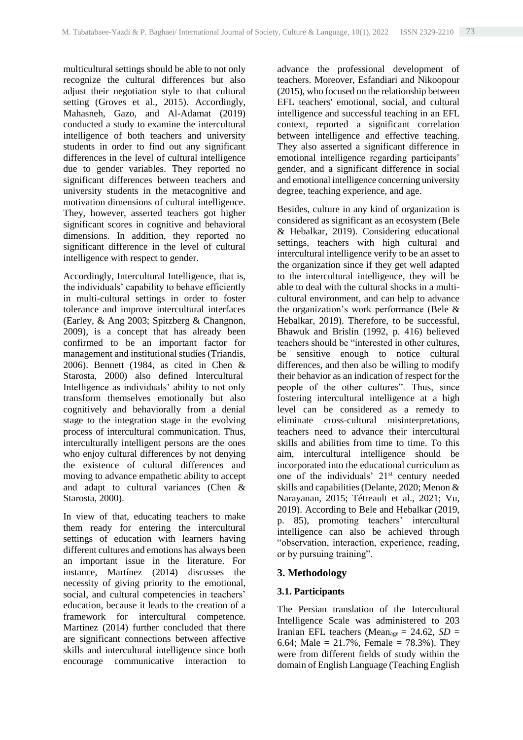multicultural settings should be able to not only recognize the cultural differences but also adjust their negotiation style to that cultural setting (Groves et al., 2015). Accordingly, Mahasneh, Gazo, and Al-Adamat (2019) conducted a study to examine the intercultural intelligence of both teachers and university students in order to find out any significant differences in the level of cultural intelligence due to gender variables. They reported no significant differences between teachers and university students in the metacognitive and motivation dimensions of cultural intelligence. They, however, asserted teachers got higher significant scores in cognitive and behavioral dimensions. In addition, they reported no significant difference in the level of cultural intelligence with respect to gender.

Accordingly, Intercultural Intelligence, that is, the individuals' capability to behave efficiently in multi-cultural settings in order to foster tolerance and improve intercultural interfaces (Earley, & Ang 2003; Spitzberg & Changnon, 2009), is a concept that has already been confirmed to be an important factor for management and institutional studies (Triandis, 2006). Bennett (1984, as cited in Chen & Starosta, 2000) also defined Intercultural Intelligence as individuals' ability to not only transform themselves emotionally but also cognitively and behaviorally from a denial stage to the integration stage in the evolving process of intercultural communication. Thus, interculturally intelligent persons are the ones who enjoy cultural differences by not denying the existence of cultural differences and moving to advance empathetic ability to accept and adapt to cultural variances (Chen & Starosta, 2000).

In view of that, educating teachers to make them ready for entering the intercultural settings of education with learners having different cultures and emotions has always been an important issue in the literature. For instance, Martínez (2014) discusses the necessity of giving priority to the emotional, social, and cultural competencies in teachers' education, because it leads to the creation of a framework for intercultural competence. Martinez (2014) further concluded that there are significant connections between affective skills and intercultural intelligence since both encourage communicative interaction to advance the professional development of teachers. Moreover, Esfandiari and Nikoopour (2015), who focused on the relationship between EFL teachers' emotional, social, and cultural intelligence and successful teaching in an EFL context, reported a significant correlation between intelligence and effective teaching. They also asserted a significant difference in emotional intelligence regarding participants' gender, and a significant difference in social and emotional intelligence concerning university degree, teaching experience, and age.

Besides, culture in any kind of organization is considered as significant as an ecosystem (Bele & Hebalkar, 2019). Considering educational settings, teachers with high cultural and intercultural intelligence verify to be an asset to the organization since if they get well adapted to the intercultural intelligence, they will be able to deal with the cultural shocks in a multi-cultural environment, and can help to advance the organization's work performance (Bele & Hebalkar, 2019). Therefore, to be successful, Bhawuk and Brislin (1992, p. 416) believed teachers should be "interested in other cultures, be sensitive enough to notice cultural differences, and then also be willing to modify their behavior as an indication of respect for the people of the other cultures". Thus, since fostering intercultural intelligence at a high level can be considered as a remedy to eliminate cross-cultural misinterpretations, teachers need to advance their intercultural skills and abilities from time to time. To this aim, intercultural intelligence should be incorporated into the educational curriculum as one of the individuals' 21st century needed skills and capabilities (Delante, 2020; Menon & Narayanan, 2015; Tétreault et al., 2021; Vu, 2019). According to Bele and Hebalkar (2019, p. 85), promoting teachers' intercultural intelligence can also be achieved through "observation, interaction, experience, reading, or by pursuing training".

## 3. Methodology

### 3.1. Participants

The Persian translation of the Intercultural Intelligence Scale was administered to 203 Iranian EFL teachers ($Mean_{age}$ = 24.62, *SD* = 6.64; Male = 21.7%, Female = 78.3%). They were from different fields of study within the domain of English Language (Teaching English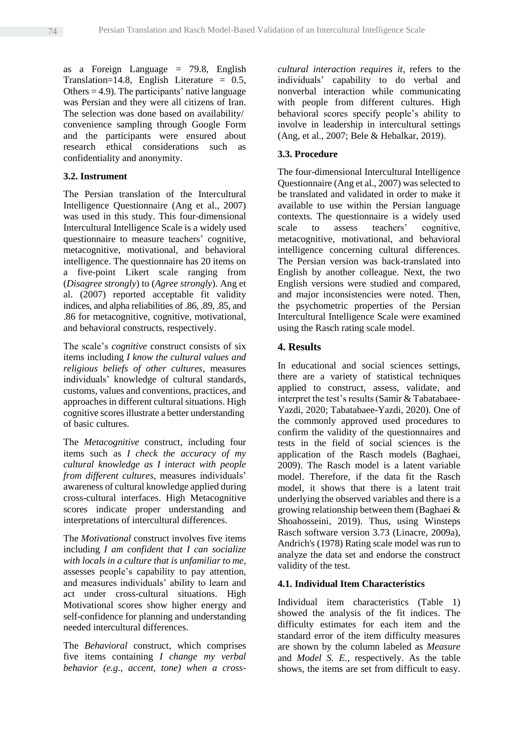as a Foreign Language = 79.8, English Translation=14.8, English Literature = 0.5, Others = 4.9). The participants' native language was Persian and they were all citizens of Iran. The selection was done based on availability/ convenience sampling through Google Form and the participants were ensured about research ethical considerations such as confidentiality and anonymity.

### 3.2. Instrument

The Persian translation of the Intercultural Intelligence Questionnaire (Ang et al., 2007) was used in this study. This four-dimensional Intercultural Intelligence Scale is a widely used questionnaire to measure teachers' cognitive, metacognitive, motivational, and behavioral intelligence. The questionnaire has 20 items on a five-point Likert scale ranging from (*Disagree strongly*) to (*Agree strongly*). Ang et al. (2007) reported acceptable fit validity indices, and alpha reliabilities of .86, .89, .85, and .86 for metacognitive, cognitive, motivational, and behavioral constructs, respectively.

The scale's *cognitive* construct consists of six items including *I know the cultural values and religious beliefs of other cultures*, measures individuals' knowledge of cultural standards, customs, values and conventions, practices, and approaches in different cultural situations. High cognitive scores illustrate a better understanding of basic cultures.

The *Metacognitive* construct, including four items such as *I check the accuracy of my cultural knowledge as I interact with people from different cultures*, measures individuals' awareness of cultural knowledge applied during cross-cultural interfaces. High Metacognitive scores indicate proper understanding and interpretations of intercultural differences.

The *Motivational* construct involves five items including *I am confident that I can socialize with locals in a culture that is unfamiliar to me,* assesses people's capability to pay attention, and measures individuals' ability to learn and act under cross-cultural situations. High Motivational scores show higher energy and self-confidence for planning and understanding needed intercultural differences.

The *Behavioral* construct, which comprises five items containing *I change my verbal behavior (e.g., accent, tone) when a cross-cultural interaction requires it*, refers to the individuals' capability to do verbal and nonverbal interaction while communicating with people from different cultures. High behavioral scores specify people's ability to involve in leadership in intercultural settings (Ang, et al., 2007; Bele & Hebalkar, 2019).

### 3.3. Procedure

The four-dimensional Intercultural Intelligence Questionnaire (Ang et al., 2007) was selected to be translated and validated in order to make it available to use within the Persian language contexts. The questionnaire is a widely used scale to assess teachers' cognitive, metacognitive, motivational, and behavioral intelligence concerning cultural differences. The Persian version was back-translated into English by another colleague. Next, the two English versions were studied and compared, and major inconsistencies were noted. Then, the psychometric properties of the Persian Intercultural Intelligence Scale were examined using the Rasch rating scale model.

## 4. Results

In educational and social sciences settings, there are a variety of statistical techniques applied to construct, assess, validate, and interpret the test's results (Samir & Tabatabaee-Yazdi, 2020; Tabatabaee-Yazdi, 2020). One of the commonly approved used procedures to confirm the validity of the questionnaires and tests in the field of social sciences is the application of the Rasch models (Baghaei, 2009). The Rasch model is a latent variable model. Therefore, if the data fit the Rasch model, it shows that there is a latent trait underlying the observed variables and there is a growing relationship between them (Baghaei & Shoahosseini, 2019). Thus, using Winsteps Rasch software version 3.73 (Linacre, 2009a), Andrich's (1978) Rating scale model was run to analyze the data set and endorse the construct validity of the test.

### 4.1. Individual Item Characteristics

Individual item characteristics (Table 1) showed the analysis of the fit indices. The difficulty estimates for each item and the standard error of the item difficulty measures are shown by the column labeled as *Measure* and *Model S. E.*, respectively. As the table shows, the items are set from difficult to easy.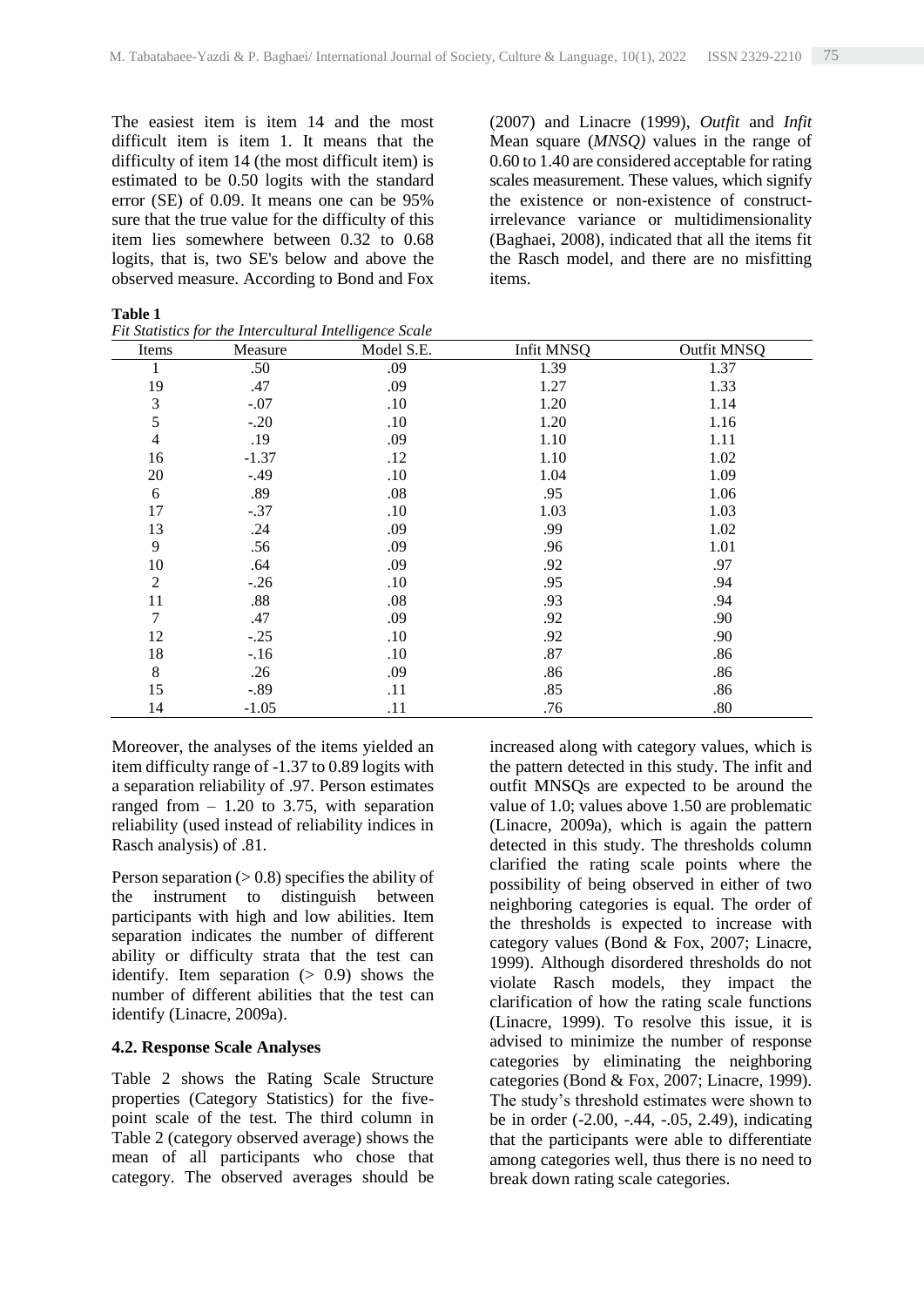The easiest item is item 14 and the most difficult item is item 1. It means that the difficulty of item 14 (the most difficult item) is estimated to be 0.50 logits with the standard error (SE) of 0.09. It means one can be 95% sure that the true value for the difficulty of this item lies somewhere between 0.32 to 0.68 logits, that is, two SE's below and above the observed measure. According to Bond and Fox (2007) and Linacre (1999), *Outfit* and *Infit* Mean square (*MNSQ)* values in the range of 0.60 to 1.40 are considered acceptable for rating scales measurement. These values, which signify the existence or non-existence of construct-irrelevance variance or multidimensionality (Baghaei, 2008), indicated that all the items fit the Rasch model, and there are no misfitting items.

**Table 1**
*Fit Statistics for the Intercultural Intelligence Scale*

| Items | Measure | Model S.E. | Infit MNSQ | Outfit MNSQ |
|---|---|---|---|---|
| 1 | .50 | .09 | 1.39 | 1.37 |
| 19 | .47 | .09 | 1.27 | 1.33 |
| 3 | -.07 | .10 | 1.20 | 1.14 |
| 5 | -.20 | .10 | 1.20 | 1.16 |
| 4 | .19 | .09 | 1.10 | 1.11 |
| 16 | -1.37 | .12 | 1.10 | 1.02 |
| 20 | -.49 | .10 | 1.04 | 1.09 |
| 6 | .89 | .08 | .95 | 1.06 |
| 17 | -.37 | .10 | 1.03 | 1.03 |
| 13 | .24 | .09 | .99 | 1.02 |
| 9 | .56 | .09 | .96 | 1.01 |
| 10 | .64 | .09 | .92 | .97 |
| 2 | -.26 | .10 | .95 | .94 |
| 11 | .88 | .08 | .93 | .94 |
| 7 | .47 | .09 | .92 | .90 |
| 12 | -.25 | .10 | .92 | .90 |
| 18 | -.16 | .10 | .87 | .86 |
| 8 | .26 | .09 | .86 | .86 |
| 15 | -.89 | .11 | .85 | .86 |
| 14 | -1.05 | .11 | .76 | .80 |

Moreover, the analyses of the items yielded an item difficulty range of -1.37 to 0.89 logits with a separation reliability of .97. Person estimates ranged from – 1.20 to 3.75, with separation reliability (used instead of reliability indices in Rasch analysis) of .81.

Person separation (> 0.8) specifies the ability of the instrument to distinguish between participants with high and low abilities. Item separation indicates the number of different ability or difficulty strata that the test can identify. Item separation (> 0.9) shows the number of different abilities that the test can identify (Linacre, 2009a).

### 4.2. Response Scale Analyses

Table 2 shows the Rating Scale Structure properties (Category Statistics) for the five-point scale of the test. The third column in Table 2 (category observed average) shows the mean of all participants who chose that category. The observed averages should be increased along with category values, which is the pattern detected in this study. The infit and outfit MNSQs are expected to be around the value of 1.0; values above 1.50 are problematic (Linacre, 2009a), which is again the pattern detected in this study. The thresholds column clarified the rating scale points where the possibility of being observed in either of two neighboring categories is equal. The order of the thresholds is expected to increase with category values (Bond & Fox, 2007; Linacre, 1999). Although disordered thresholds do not violate Rasch models, they impact the clarification of how the rating scale functions (Linacre, 1999). To resolve this issue, it is advised to minimize the number of response categories by eliminating the neighboring categories (Bond & Fox, 2007; Linacre, 1999). The study's threshold estimates were shown to be in order (-2.00, -.44, -.05, 2.49), indicating that the participants were able to differentiate among categories well, thus there is no need to break down rating scale categories.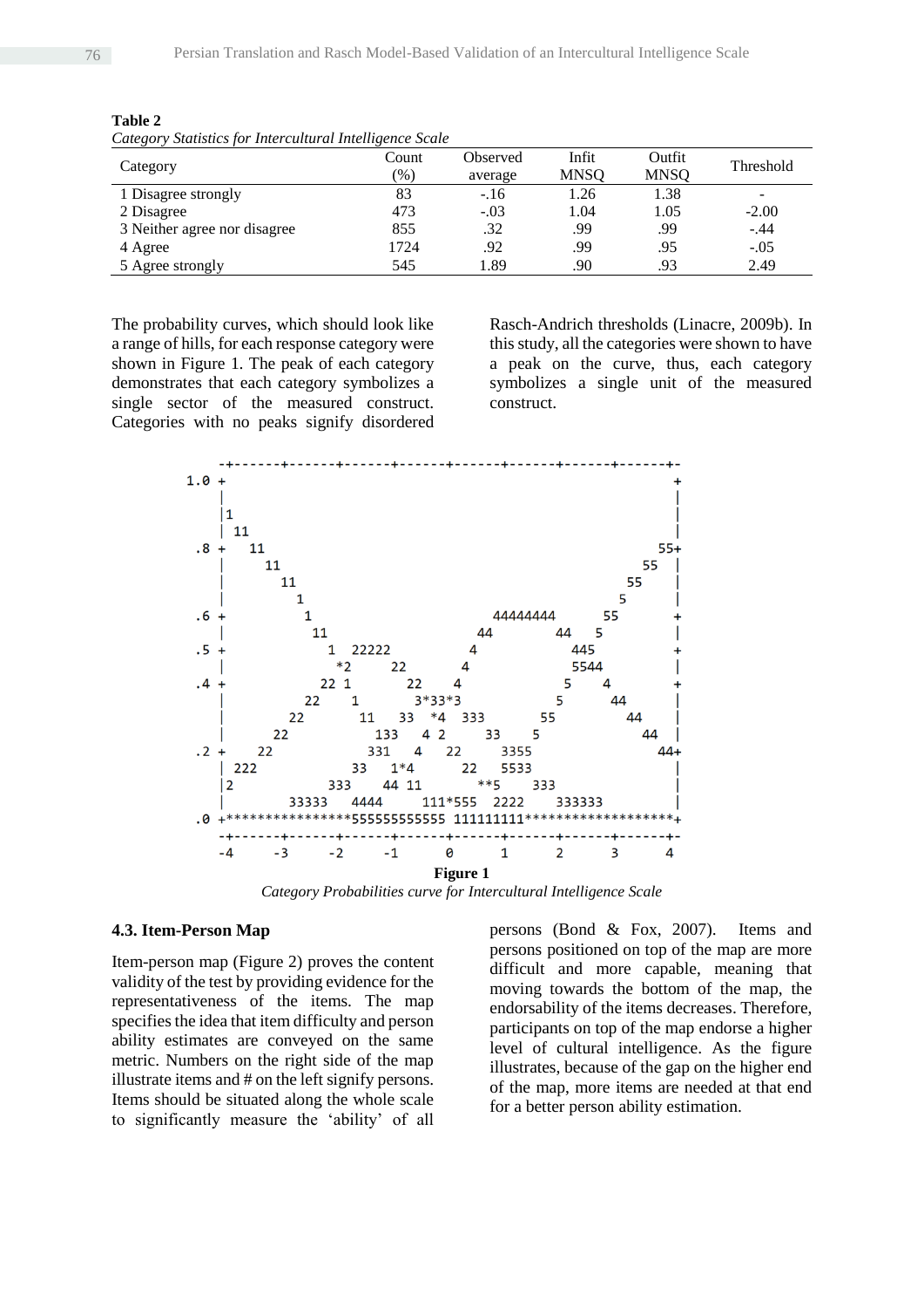**Table 2**
*Category Statistics for Intercultural Intelligence Scale*

| Category | Count (%) | Observed average | Infit MNSQ | Outfit MNSQ | Threshold |
|---|---|---|---|---|---|
| 1 Disagree strongly | 83 | -.16 | 1.26 | 1.38 | - |
| 2 Disagree | 473 | -.03 | 1.04 | 1.05 | -2.00 |
| 3 Neither agree nor disagree | 855 | .32 | .99 | .99 | -.44 |
| 4 Agree | 1724 | .92 | .99 | .95 | -.05 |
| 5 Agree strongly | 545 | 1.89 | .90 | .93 | 2.49 |

The probability curves, which should look like a range of hills, for each response category were shown in Figure 1. The peak of each category demonstrates that each category symbolizes a single sector of the measured construct. Categories with no peaks signify disordered Rasch-Andrich thresholds (Linacre, 2009b). In this study, all the categories were shown to have a peak on the curve, thus, each category symbolizes a single unit of the measured construct.

```
     -+------+------+------+------+------+------+------+------+-
 1.0 +                                                           +
     |                                                           |
     |1                                                          |
     | 11                                                        |
  .8 +   11                                                   55+
     |     11                                               55  |
     |       11                                           55    |
     |         1                                         5      |
  .6 +          1                        44444444      55       +
     |           11                    44        44   5         |
  .5 +             1  22222           4            445          +
     |              *2     22        4             5544         |
  .4 +            22 1       22     4             5    4        +
     |          22    1        3*33*3            5      44      |
     |        22        11    33  *4  333      55         44    |
     |      22            133   4 2     33    5             44  |
  .2 +    22              331    4   22     3355              44+
     | 222              33    1*4      22   5533                |
     |2               333    44 11      **5     333             |
     |            33333   4444      111*555  2222    333333     |
  .0 +****************555555555555 111111111*******************+
     -+------+------+------+------+------+------+------+------+-
     -4     -3     -2     -1      0      1      2      3      4
```

**Figure 1**

*Category Probabilities curve for Intercultural Intelligence Scale*

### 4.3. Item-Person Map

Item-person map (Figure 2) proves the content validity of the test by providing evidence for the representativeness of the items. The map specifies the idea that item difficulty and person ability estimates are conveyed on the same metric. Numbers on the right side of the map illustrate items and # on the left signify persons. Items should be situated along the whole scale to significantly measure the 'ability' of all persons (Bond & Fox, 2007). Items and persons positioned on top of the map are more difficult and more capable, meaning that moving towards the bottom of the map, the endorsability of the items decreases. Therefore, participants on top of the map endorse a higher level of cultural intelligence. As the figure illustrates, because of the gap on the higher end of the map, more items are needed at that end for a better person ability estimation.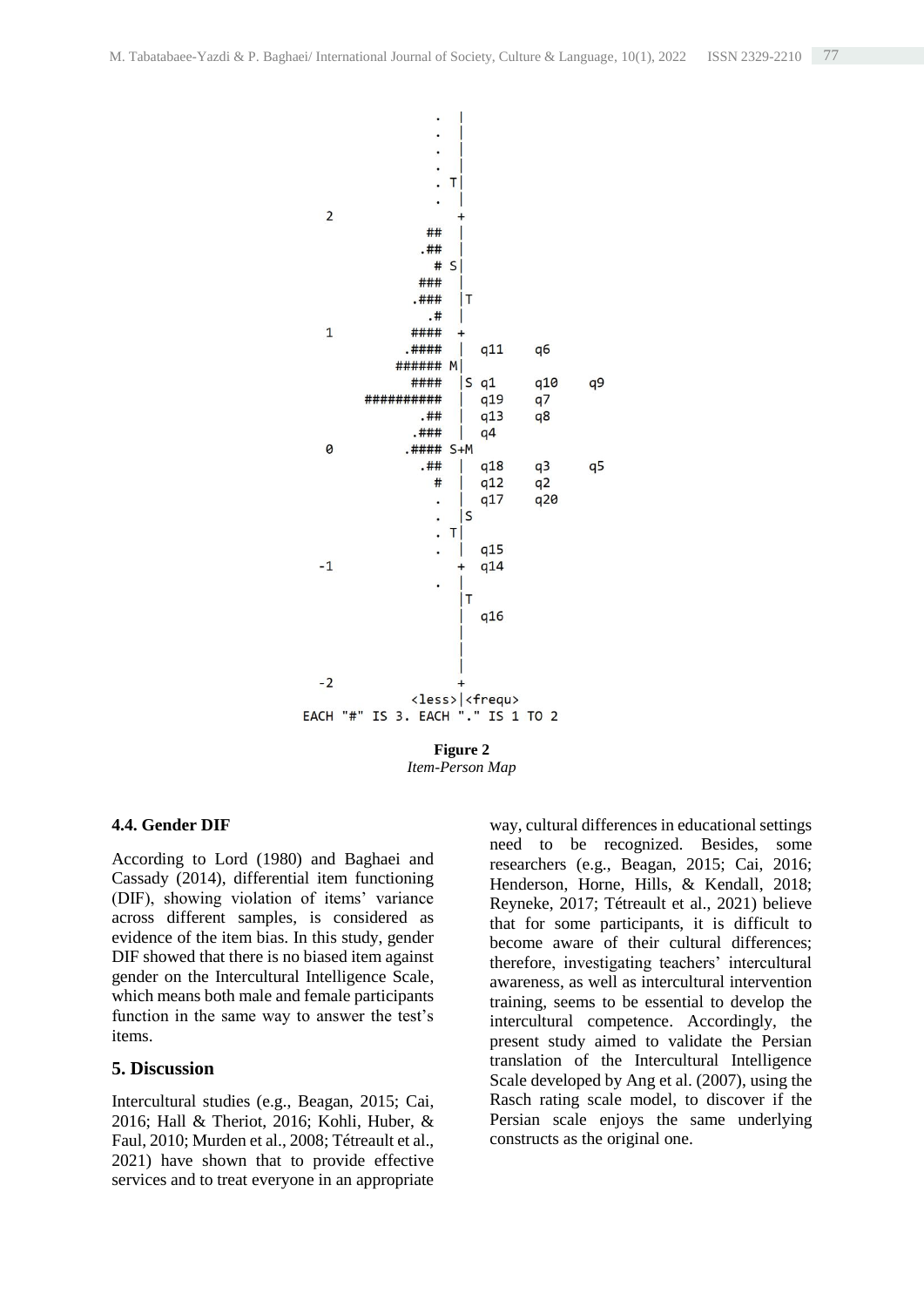```
                .  |
                .  |
                .  |
                .  |
                . T|
                .  |
   2               +
               ##  |
              .##  |
               # S|
              ###  |
             .###  |T
               .#  |
   1          ####  +
             .####  |  q11    q6
            ###### M|
              ####  |S q1     q10    q9
        ##########  |  q19    q7
               .##  |  q13    q8
              .###  |  q4
   0         .#### S+M
               .##  |  q18    q3     q5
                 #  |  q12    q2
                 .  |  q17    q20
                 .  |S
                 . T|
                 .  |  q15
  -1                +  q14
                 .  |
                    |T
                    |  q16
                    |
                    |
                    |
  -2                +
              <less>|<frequ>
 EACH "#" IS 3. EACH "." IS 1 TO 2
```

**Figure 2**
*Item-Person Map*

### 4.4. Gender DIF

According to Lord (1980) and Baghaei and Cassady (2014), differential item functioning (DIF), showing violation of items' variance across different samples, is considered as evidence of the item bias. In this study, gender DIF showed that there is no biased item against gender on the Intercultural Intelligence Scale, which means both male and female participants function in the same way to answer the test's items.

## 5. Discussion

Intercultural studies (e.g., Beagan, 2015; Cai, 2016; Hall & Theriot, 2016; Kohli, Huber, & Faul, 2010; Murden et al., 2008; Tétreault et al., 2021) have shown that to provide effective services and to treat everyone in an appropriate way, cultural differences in educational settings need to be recognized. Besides, some researchers (e.g., Beagan, 2015; Cai, 2016; Henderson, Horne, Hills, & Kendall, 2018; Reyneke, 2017; Tétreault et al., 2021) believe that for some participants, it is difficult to become aware of their cultural differences; therefore, investigating teachers' intercultural awareness, as well as intercultural intervention training, seems to be essential to develop the intercultural competence. Accordingly, the present study aimed to validate the Persian translation of the Intercultural Intelligence Scale developed by Ang et al. (2007), using the Rasch rating scale model, to discover if the Persian scale enjoys the same underlying constructs as the original one.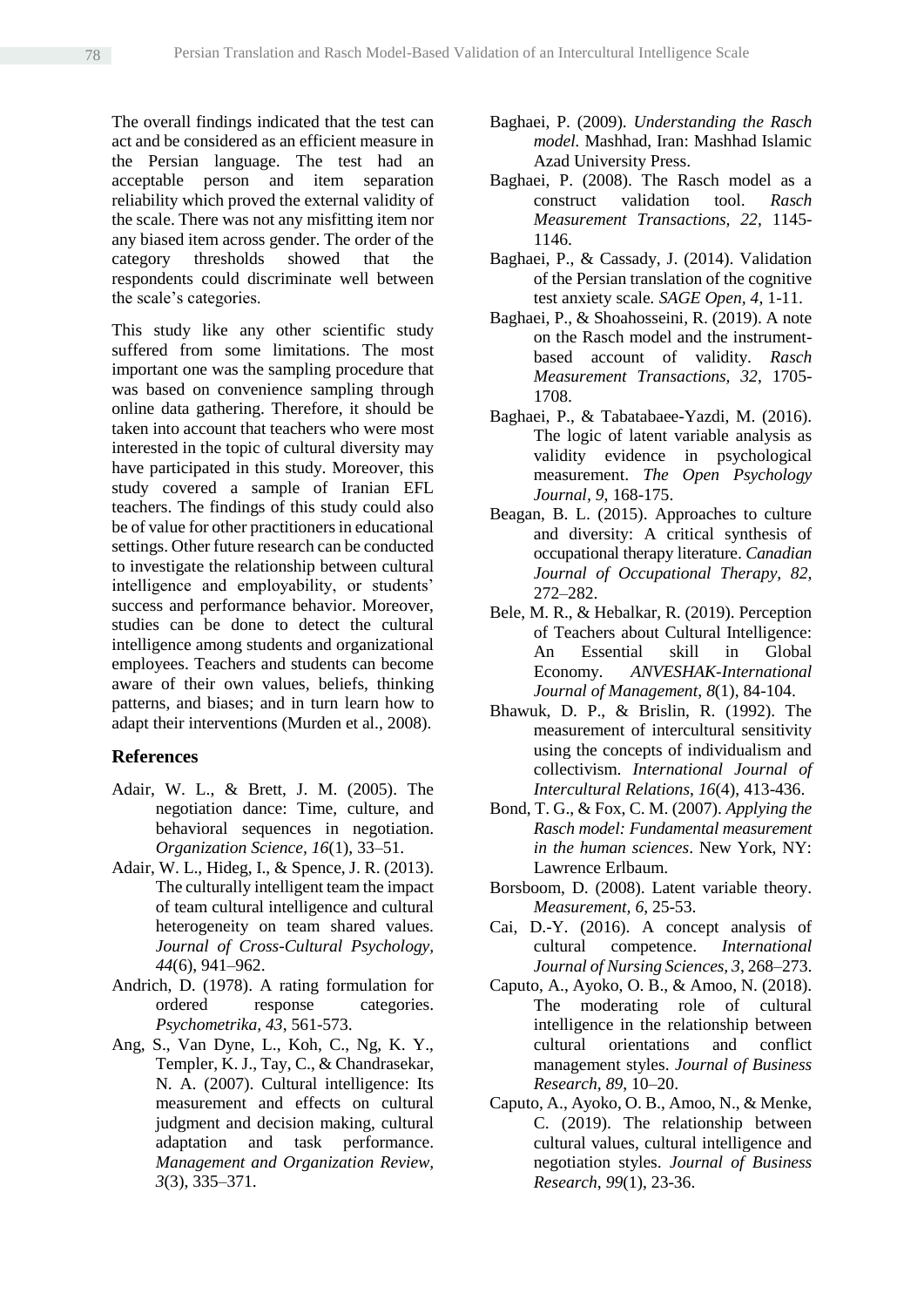The overall findings indicated that the test can act and be considered as an efficient measure in the Persian language. The test had an acceptable person and item separation reliability which proved the external validity of the scale. There was not any misfitting item nor any biased item across gender. The order of the category thresholds showed that the respondents could discriminate well between the scale's categories.

This study like any other scientific study suffered from some limitations. The most important one was the sampling procedure that was based on convenience sampling through online data gathering. Therefore, it should be taken into account that teachers who were most interested in the topic of cultural diversity may have participated in this study. Moreover, this study covered a sample of Iranian EFL teachers. The findings of this study could also be of value for other practitioners in educational settings. Other future research can be conducted to investigate the relationship between cultural intelligence and employability, or students' success and performance behavior. Moreover, studies can be done to detect the cultural intelligence among students and organizational employees. Teachers and students can become aware of their own values, beliefs, thinking patterns, and biases; and in turn learn how to adapt their interventions (Murden et al., 2008).

## References

Adair, W. L., & Brett, J. M. (2005). The negotiation dance: Time, culture, and behavioral sequences in negotiation. *Organization Science, 16*(1), 33–51.

Adair, W. L., Hideg, I., & Spence, J. R. (2013). The culturally intelligent team the impact of team cultural intelligence and cultural heterogeneity on team shared values. *Journal of Cross-Cultural Psychology, 44*(6), 941–962.

Andrich, D. (1978). A rating formulation for ordered response categories. *Psychometrika, 43*, 561-573.

Ang, S., Van Dyne, L., Koh, C., Ng, K. Y., Templer, K. J., Tay, C., & Chandrasekar, N. A. (2007). Cultural intelligence: Its measurement and effects on cultural judgment and decision making, cultural adaptation and task performance. *Management and Organization Review, 3*(3), 335–371.

Baghaei, P. (2009). *Understanding the Rasch model.* Mashhad, Iran: Mashhad Islamic Azad University Press.

Baghaei, P. (2008). The Rasch model as a construct validation tool. *Rasch Measurement Transactions, 22*, 1145-1146.

Baghaei, P., & Cassady, J. (2014). Validation of the Persian translation of the cognitive test anxiety scale. *SAGE Open, 4*, 1-11.

Baghaei, P., & Shoahosseini, R. (2019). A note on the Rasch model and the instrument-based account of validity. *Rasch Measurement Transactions, 32*, 1705-1708.

Baghaei, P., & Tabatabaee-Yazdi, M. (2016). The logic of latent variable analysis as validity evidence in psychological measurement. *The Open Psychology Journal, 9*, 168-175.

Beagan, B. L. (2015). Approaches to culture and diversity: A critical synthesis of occupational therapy literature. *Canadian Journal of Occupational Therapy, 82*, 272–282.

Bele, M. R., & Hebalkar, R. (2019). Perception of Teachers about Cultural Intelligence: An Essential skill in Global Economy. *ANVESHAK-International Journal of Management, 8*(1), 84-104.

Bhawuk, D. P., & Brislin, R. (1992). The measurement of intercultural sensitivity using the concepts of individualism and collectivism. *International Journal of Intercultural Relations, 16*(4), 413-436.

Bond, T. G., & Fox, C. M. (2007). *Applying the Rasch model: Fundamental measurement in the human sciences*. New York, NY: Lawrence Erlbaum.

Borsboom, D. (2008). Latent variable theory. *Measurement, 6*, 25-53.

Cai, D.-Y. (2016). A concept analysis of cultural competence. *International Journal of Nursing Sciences, 3*, 268–273.

Caputo, A., Ayoko, O. B., & Amoo, N. (2018). The moderating role of cultural intelligence in the relationship between cultural orientations and conflict management styles. *Journal of Business Research, 89*, 10–20.

Caputo, A., Ayoko, O. B., Amoo, N., & Menke, C. (2019). The relationship between cultural values, cultural intelligence and negotiation styles. *Journal of Business Research, 99*(1), 23-36.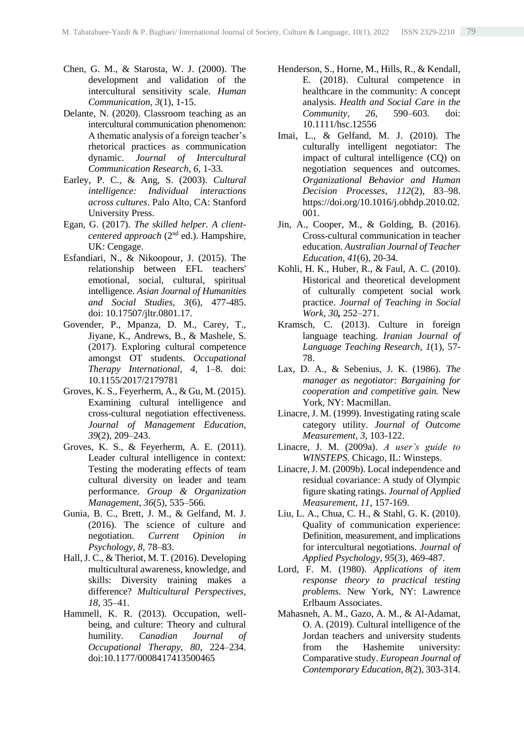Chen, G. M., & Starosta, W. J. (2000). The development and validation of the intercultural sensitivity scale. *Human Communication, 3*(1), 1-15.

Delante, N. (2020). Classroom teaching as an intercultural communication phenomenon: A thematic analysis of a foreign teacher's rhetorical practices as communication dynamic. *Journal of Intercultural Communication Research, 6*, 1-33.

Earley, P. C., & Ang, S. (2003). *Cultural intelligence: Individual interactions across cultures*. Palo Alto, CA: Stanford University Press.

Egan, G. (2017). *The skilled helper. A client-centered approach* (2nd ed.). Hampshire, UK: Cengage.

Esfandiari, N., & Nikoopour, J. (2015). The relationship between EFL teachers' emotional, social, cultural, spiritual intelligence. *Asian Journal of Humanities and Social Studies, 3*(6), 477-485. doi: 10.17507/jltr.0801.17.

Govender, P., Mpanza, D. M., Carey, T., Jiyane, K., Andrews, B., & Mashele, S. (2017). Exploring cultural competence amongst OT students. *Occupational Therapy International, 4*, 1–8. doi: 10.1155/2017/2179781

Groves, K. S., Feyerherm, A., & Gu, M. (2015). Examining cultural intelligence and cross-cultural negotiation effectiveness. *Journal of Management Education, 39*(2), 209–243.

Groves, K. S., & Feyerherm, A. E. (2011). Leader cultural intelligence in context: Testing the moderating effects of team cultural diversity on leader and team performance. *Group & Organization Management, 36*(5), 535–566.

Gunia, B. C., Brett, J. M., & Gelfand, M. J. (2016). The science of culture and negotiation. *Current Opinion in Psychology, 8*, 78–83.

Hall, J. C., & Theriot, M. T. (2016). Developing multicultural awareness, knowledge, and skills: Diversity training makes a difference? *Multicultural Perspectives, 18*, 35–41.

Hammell, K. R. (2013). Occupation, well-being, and culture: Theory and cultural humility. *Canadian Journal of Occupational Therapy, 80*, 224–234. doi:10.1177/0008417413500465

Henderson, S., Horne, M., Hills, R., & Kendall, E. (2018). Cultural competence in healthcare in the community: A concept analysis. *Health and Social Care in the Community, 26*, 590–603. doi: 10.1111/hsc.12556

Imai, L., & Gelfand, M. J. (2010). The culturally intelligent negotiator: The impact of cultural intelligence (CQ) on negotiation sequences and outcomes. *Organizational Behavior and Human Decision Processes, 112*(2), 83–98. https://doi.org/10.1016/j.obhdp.2010.02.001.

Jin, A., Cooper, M., & Golding, B. (2016). Cross-cultural communication in teacher education. *Australian Journal of Teacher Education, 41*(6), 20-34.

Kohli, H. K., Huber, R., & Faul, A. C. (2010). Historical and theoretical development of culturally competent social work practice. *Journal of Teaching in Social Work, 30***,** 252–271.

Kramsch, C. (2013). Culture in foreign language teaching. *Iranian Journal of Language Teaching Research, 1*(1), 57-78.

Lax, D. A., & Sebenius, J. K. (1986). *The manager as negotiator: Bargaining for cooperation and competitive gain.* New York, NY: Macmillan.

Linacre, J. M. (1999). Investigating rating scale category utility. *Journal of Outcome Measurement, 3*, 103-122.

Linacre, J. M. (2009a). *A user's guide to WINSTEPS*. Chicago, IL: Winsteps.

Linacre, J. M. (2009b). Local independence and residual covariance: A study of Olympic figure skating ratings. *Journal of Applied Measurement, 11*, 157-169.

Liu, L. A., Chua, C. H., & Stahl, G. K. (2010). Quality of communication experience: Definition, measurement, and implications for intercultural negotiations. *Journal of Applied Psychology, 95*(3), 469-487.

Lord, F. M. (1980). *Applications of item response theory to practical testing problems.* New York, NY: Lawrence Erlbaum Associates.

Mahasneh, A. M., Gazo, A. M., & Al-Adamat, O. A. (2019). Cultural intelligence of the Jordan teachers and university students from the Hashemite university: Comparative study. *European Journal of Contemporary Education, 8*(2), 303-314.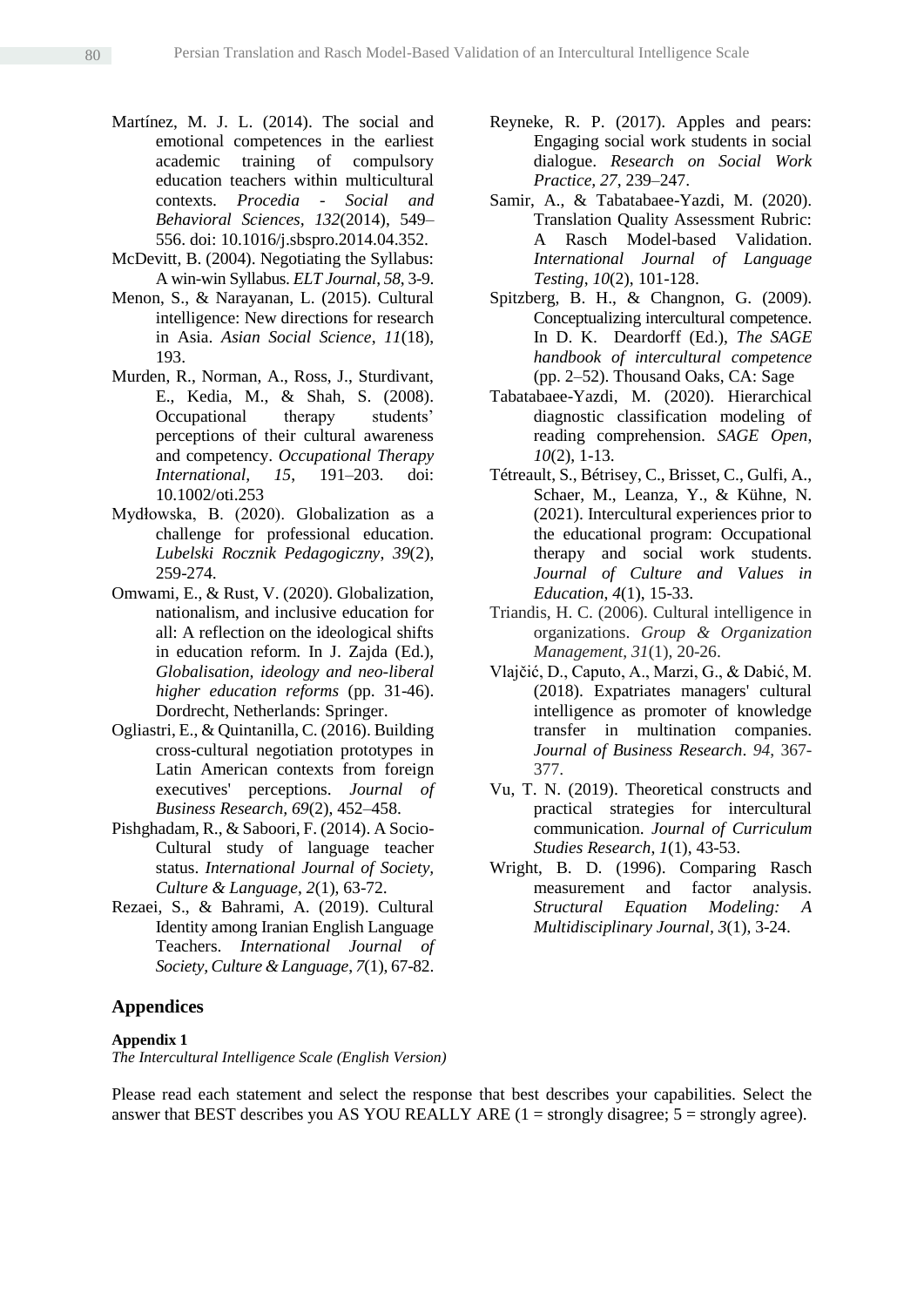Martínez, M. J. L. (2014). The social and emotional competences in the earliest academic training of compulsory education teachers within multicultural contexts. *Procedia - Social and Behavioral Sciences*, *132*(2014), 549–556. doi: 10.1016/j.sbspro.2014.04.352.

McDevitt, B. (2004). Negotiating the Syllabus: A win-win Syllabus. *ELT Journal*, *58*, 3-9.

Menon, S., & Narayanan, L. (2015). Cultural intelligence: New directions for research in Asia. *Asian Social Science*, *11*(18), 193.

Murden, R., Norman, A., Ross, J., Sturdivant, E., Kedia, M., & Shah, S. (2008). Occupational therapy students' perceptions of their cultural awareness and competency. *Occupational Therapy International, 15*, 191–203. doi: 10.1002/oti.253

Mydłowska, B. (2020). Globalization as a challenge for professional education. *Lubelski Rocznik Pedagogiczny*, *39*(2), 259-274.

Omwami, E., & Rust, V. (2020). Globalization, nationalism, and inclusive education for all: A reflection on the ideological shifts in education reform. In J. Zajda (Ed.), *Globalisation, ideology and neo-liberal higher education reforms* (pp. 31-46). Dordrecht, Netherlands: Springer.

Ogliastri, E., & Quintanilla, C. (2016). Building cross-cultural negotiation prototypes in Latin American contexts from foreign executives' perceptions. *Journal of Business Research*, *69*(2), 452–458.

Pishghadam, R., & Saboori, F. (2014). A Socio-Cultural study of language teacher status. *International Journal of Society, Culture & Language*, *2*(1), 63-72.

Rezaei, S., & Bahrami, A. (2019). Cultural Identity among Iranian English Language Teachers. *International Journal of Society, Culture & Language*, *7*(1), 67-82.

Reyneke, R. P. (2017). Apples and pears: Engaging social work students in social dialogue. *Research on Social Work Practice, 27*, 239–247.

Samir, A., & Tabatabaee-Yazdi, M. (2020). Translation Quality Assessment Rubric: A Rasch Model-based Validation. *International Journal of Language Testing*, *10*(2), 101-128.

Spitzberg, B. H., & Changnon, G. (2009). Conceptualizing intercultural competence. In D. K. Deardorff (Ed.), *The SAGE handbook of intercultural competence* (pp. 2–52). Thousand Oaks, CA: Sage

Tabatabaee-Yazdi, M. (2020). Hierarchical diagnostic classification modeling of reading comprehension. *SAGE Open*, *10*(2), 1-13.

Tétreault, S., Bétrisey, C., Brisset, C., Gulfi, A., Schaer, M., Leanza, Y., & Kühne, N. (2021). Intercultural experiences prior to the educational program: Occupational therapy and social work students. *Journal of Culture and Values in Education*, *4*(1), 15-33.

Triandis, H. C. (2006). Cultural intelligence in organizations. *Group & Organization Management*, *31*(1), 20-26.

Vlajčić, D., Caputo, A., Marzi, G., & Dabić, M. (2018). Expatriates managers' cultural intelligence as promoter of knowledge transfer in multination companies. *Journal of Business Research*. *94*, 367-377.

Vu, T. N. (2019). Theoretical constructs and practical strategies for intercultural communication. *Journal of Curriculum Studies Research*, *1*(1), 43-53.

Wright, B. D. (1996). Comparing Rasch measurement and factor analysis. *Structural Equation Modeling: A Multidisciplinary Journal, 3*(1), 3-24.

## Appendices

**Appendix 1**

*The Intercultural Intelligence Scale (English Version)*

Please read each statement and select the response that best describes your capabilities. Select the answer that BEST describes you AS YOU REALLY ARE (1 = strongly disagree; 5 = strongly agree).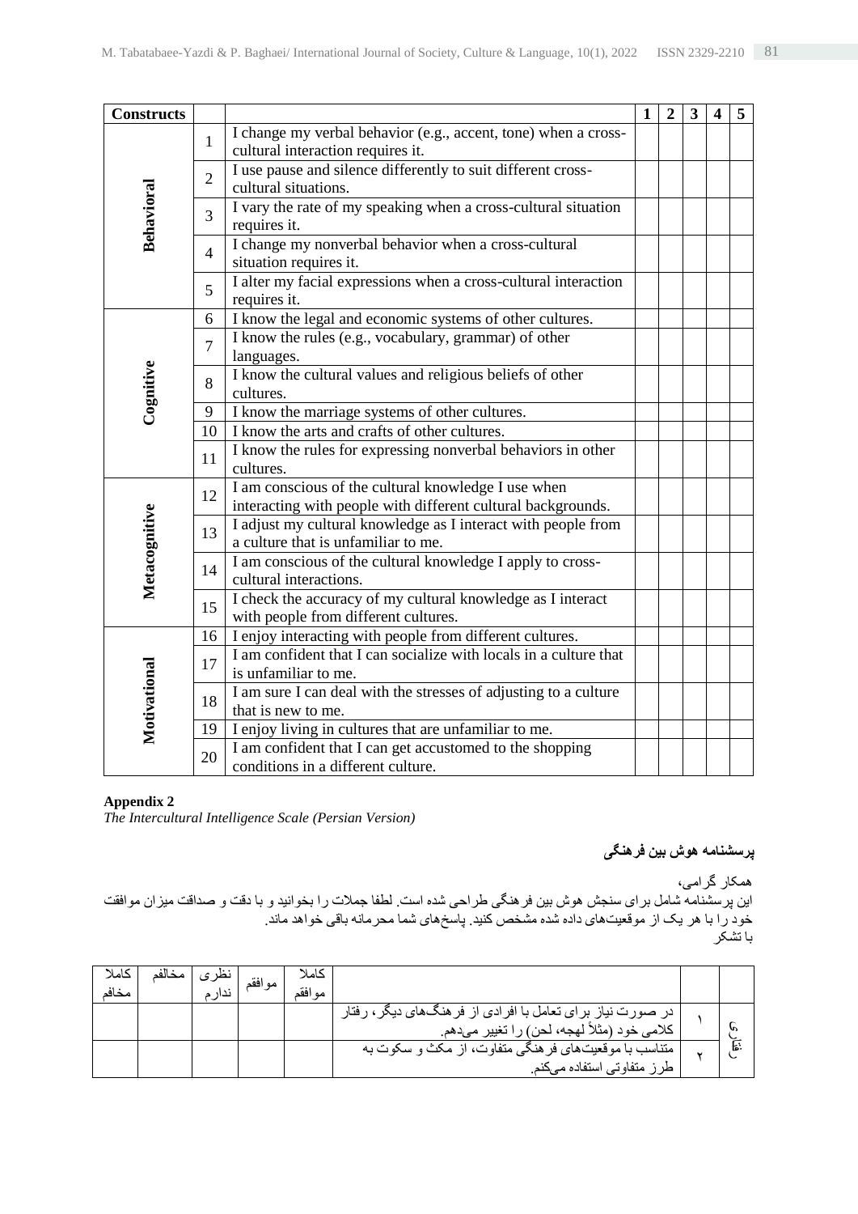| Constructs | | | 1 | 2 | 3 | 4 | 5 |
|---|---|---|---|---|---|---|---|
| Behavioral | 1 | I change my verbal behavior (e.g., accent, tone) when a cross-cultural interaction requires it. | | | | | |
| | 2 | I use pause and silence differently to suit different cross-cultural situations. | | | | | |
| | 3 | I vary the rate of my speaking when a cross-cultural situation requires it. | | | | | |
| | 4 | I change my nonverbal behavior when a cross-cultural situation requires it. | | | | | |
| | 5 | I alter my facial expressions when a cross-cultural interaction requires it. | | | | | |
| Cognitive | 6 | I know the legal and economic systems of other cultures. | | | | | |
| | 7 | I know the rules (e.g., vocabulary, grammar) of other languages. | | | | | |
| | 8 | I know the cultural values and religious beliefs of other cultures. | | | | | |
| | 9 | I know the marriage systems of other cultures. | | | | | |
| | 10 | I know the arts and crafts of other cultures. | | | | | |
| | 11 | I know the rules for expressing nonverbal behaviors in other cultures. | | | | | |
| Metacognitive | 12 | I am conscious of the cultural knowledge I use when interacting with people with different cultural backgrounds. | | | | | |
| | 13 | I adjust my cultural knowledge as I interact with people from a culture that is unfamiliar to me. | | | | | |
| | 14 | I am conscious of the cultural knowledge I apply to cross-cultural interactions. | | | | | |
| | 15 | I check the accuracy of my cultural knowledge as I interact with people from different cultures. | | | | | |
| Motivational | 16 | I enjoy interacting with people from different cultures. | | | | | |
| | 17 | I am confident that I can socialize with locals in a culture that is unfamiliar to me. | | | | | |
| | 18 | I am sure I can deal with the stresses of adjusting to a culture that is new to me. | | | | | |
| | 19 | I enjoy living in cultures that are unfamiliar to me. | | | | | |
| | 20 | I am confident that I can get accustomed to the shopping conditions in a different culture. | | | | | |

**Appendix 2**

*The Intercultural Intelligence Scale (Persian Version)*

**پرسشنامه هوش بین فرهنگی**

همکار گرامی،
این پرسشنامه شامل برای سنجش هوش بین فرهنگی طراحی شده است. لطفا جملات را بخوانید و با دقت و صداقت میزان موافقت خود را با هر یک از موقعیت‌های داده شده مشخص کنید. پاسخ‌های شما محرمانه باقی خواهد ماند.
با تشکر

| | | | کاملا موافقم | موافقم | نظری ندارم | مخالفم | کاملا مخالفم |
|---|---|---|---|---|---|---|---|
| رفتاری | ۱ | در صورت نیاز برای تعامل با افرادی از فرهنگ‌های دیگر، رفتار کلامی خود (مثلاً لهجه، لحن) را تغییر می‌دهم. | | | | | |
| | ۲ | متناسب با موقعیت‌های فرهنگی متفاوت، از مکث و سکوت به طرز متفاوتی استفاده می‌کنم. | | | | | |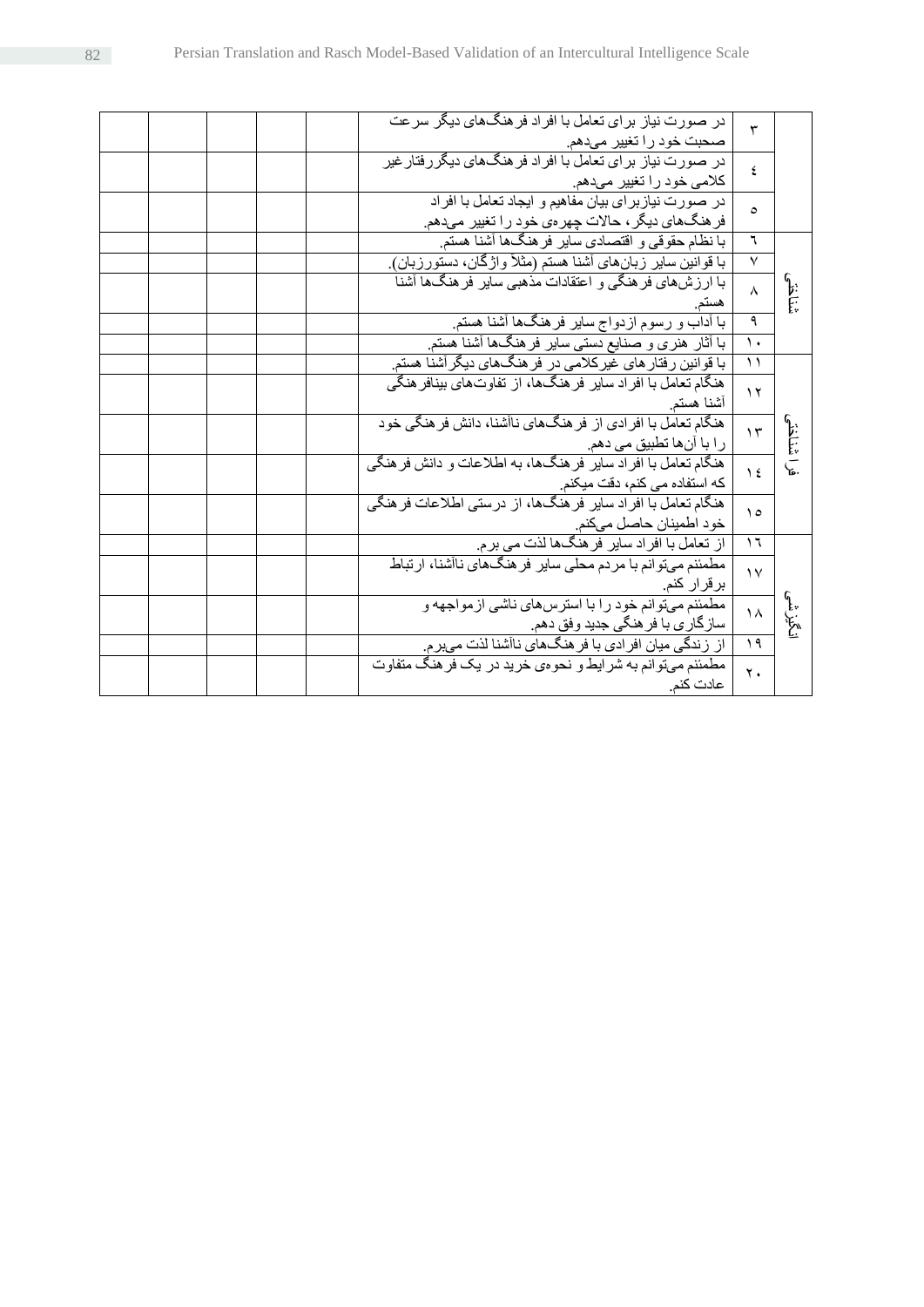| | | | | | | | |
|---|---|---|---|---|---|---|---|
| | | | | | در صورت نیاز برای تعامل با افراد فرهنگ‌های دیگر سرعت صحبت خود را تغییر می‌دهم. | ۳ | |
| | | | | | در صورت نیاز برای تعامل با افراد فرهنگ‌های دیگر رفتار غیر کلامی خود را تغییر می‌دهم. | ٤ | |
| | | | | | در صورت نیاز برای بیان مفاهیم و ایجاد تعامل با افراد فرهنگ‌های دیگر، حالات چهره‌ی خود را تغییر می‌دهم. | ٥ | |
| | | | | | با نظام حقوقی و اقتصادی سایر فرهنگ‌ها آشنا هستم. | ٦ | شناختی |
| | | | | | با قوانین سایر زبان‌های آشنا هستم (مثلاً واژگان، دستورزبان). | ٧ | |
| | | | | | با ارزش‌های فرهنگی و اعتقادات مذهبی سایر فرهنگ‌ها آشنا هستم. | ٨ | |
| | | | | | با آداب و رسوم ازدواج سایر فرهنگ‌ها آشنا هستم. | ٩ | |
| | | | | | با آثار هنری و صنایع دستی سایر فرهنگ‌ها آشنا هستم. | ١٠ | |
| | | | | | با قوانین رفتارهای غیرکلامی در فرهنگ‌های دیگر آشنا هستم. | ١١ | فراشناختی |
| | | | | | هنگام تعامل با افراد سایر فرهنگ‌ها، از تفاوت‌های بینافرهنگی آشنا هستم. | ١٢ | |
| | | | | | هنگام تعامل با افرادی از فرهنگ‌های ناآشنا، دانش فرهنگی خود را با آن‌ها تطبیق می دهم. | ١٣ | |
| | | | | | هنگام تعامل با افراد سایر فرهنگ‌ها، به اطلاعات و دانش فرهنگی که استفاده می کنم، دقت میکنم. | ١٤ | |
| | | | | | هنگام تعامل با افراد سایر فرهنگ‌ها، از درستی اطلاعات فرهنگی خود اطمینان حاصل می‌کنم. | ١٥ | |
| | | | | | از تعامل با افراد سایر فرهنگ‌ها لذت می برم. | ١٦ | انگیزشی |
| | | | | | مطمئنم می‌توانم با مردم محلی سایر فرهنگ‌های ناآشنا، ارتباط برقرار کنم. | ١٧ | |
| | | | | | مطمئنم می‌توانم خود را با استرس‌های ناشی ازمواجهه و سازگاری با فرهنگی جدید وفق دهم. | ١٨ | |
| | | | | | از زندگی میان افرادی با فرهنگ‌های ناآشنا لذت می‌برم. | ١٩ | |
| | | | | | مطمئنم می‌توانم به شرایط و نحوه‌ی خرید در یک فرهنگ متفاوت عادت کنم. | ٢٠ | |